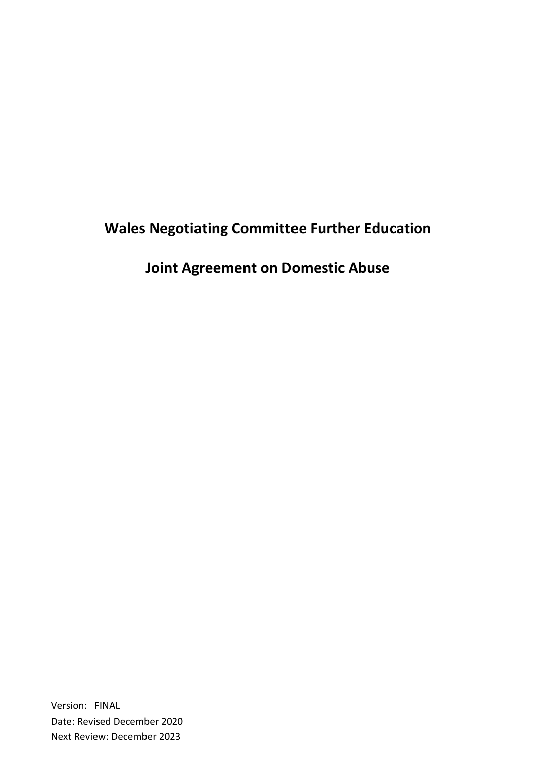# Wales Negotiating Committee Further Education

# Joint Agreement on Domestic Abuse

Version: FINAL

Date: Revised December 2020

Next Review: December 2023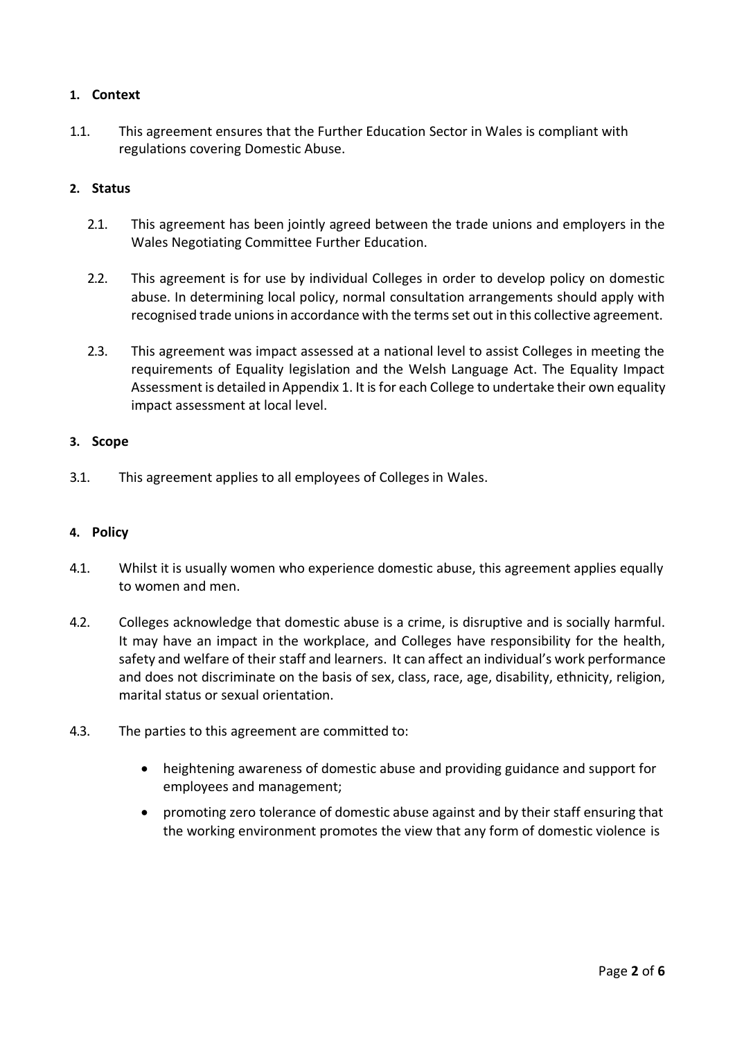## 1. Context

1.1. This agreement ensures that the Further Education Sector in Wales is compliant with regulations covering Domestic Abuse.

## 2. Status

2.1. This agreement has been jointly agreed between the trade unions and employers in the Wales Negotiating Committee Further Education.

2.2. This agreement is for use by individual Colleges in order to develop policy on domestic abuse. In determining local policy, normal consultation arrangements should apply with recognised trade unions in accordance with the terms set out in this collective agreement.

2.3. This agreement was impact assessed at a national level to assist Colleges in meeting the requirements of Equality legislation and the Welsh Language Act. The Equality Impact Assessment is detailed in Appendix 1. It is for each College to undertake their own equality impact assessment at local level.

## 3. Scope

3.1. This agreement applies to all employees of Colleges in Wales.

## 4. Policy

4.1. Whilst it is usually women who experience domestic abuse, this agreement applies equally to women and men.

4.2. Colleges acknowledge that domestic abuse is a crime, is disruptive and is socially harmful. It may have an impact in the workplace, and Colleges have responsibility for the health, safety and welfare of their staff and learners. It can affect an individual's work performance and does not discriminate on the basis of sex, class, race, age, disability, ethnicity, religion, marital status or sexual orientation.

4.3. The parties to this agreement are committed to:

- heightening awareness of domestic abuse and providing guidance and support for employees and management;
- promoting zero tolerance of domestic abuse against and by their staff ensuring that the working environment promotes the view that any form of domestic violence is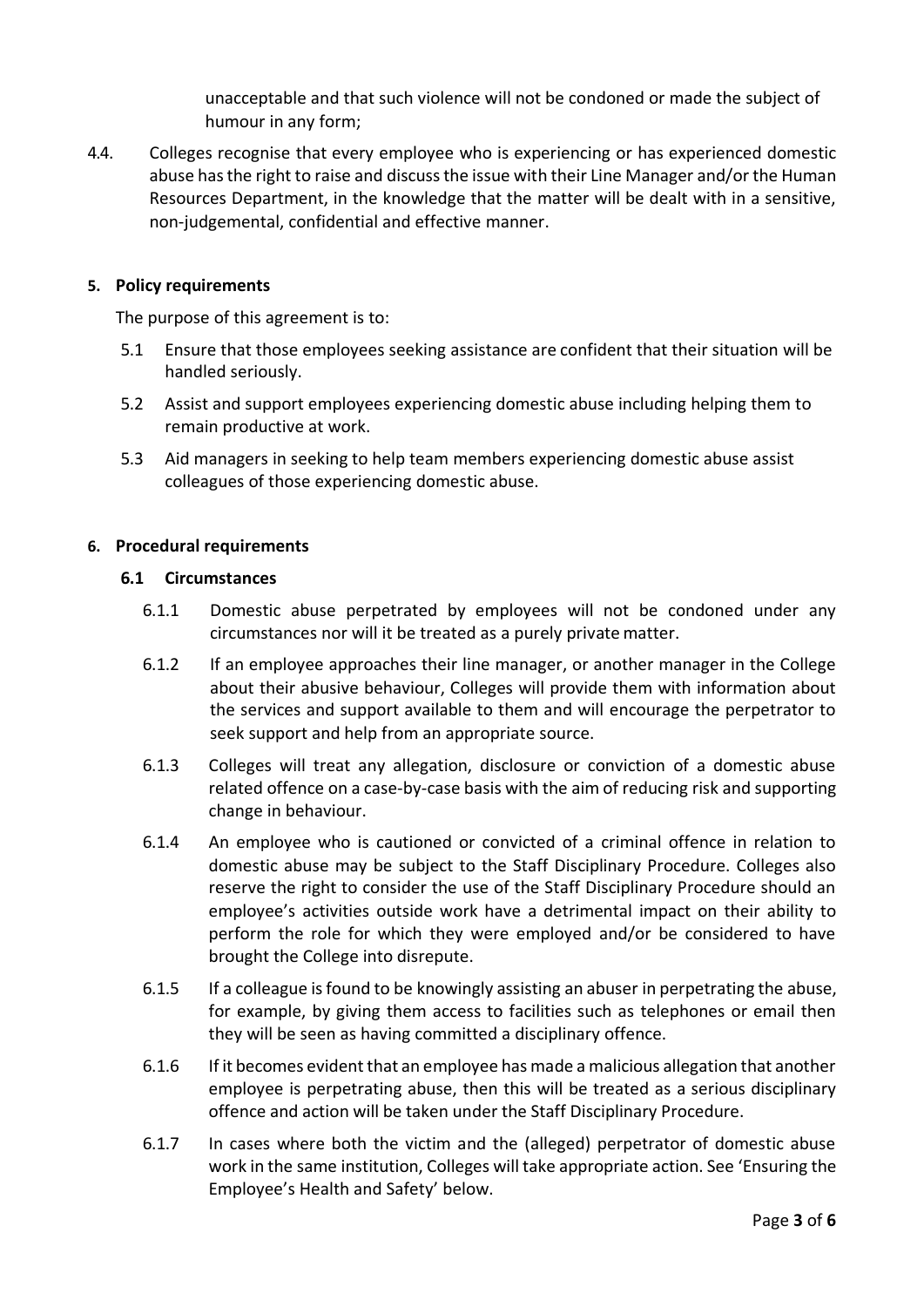unacceptable and that such violence will not be condoned or made the subject of humour in any form;

4.4. Colleges recognise that every employee who is experiencing or has experienced domestic abuse has the right to raise and discuss the issue with their Line Manager and/or the Human Resources Department, in the knowledge that the matter will be dealt with in a sensitive, non-judgemental, confidential and effective manner.

## 5. Policy requirements

The purpose of this agreement is to:

5.1 Ensure that those employees seeking assistance are confident that their situation will be handled seriously.

5.2 Assist and support employees experiencing domestic abuse including helping them to remain productive at work.

5.3 Aid managers in seeking to help team members experiencing domestic abuse assist colleagues of those experiencing domestic abuse.

## 6. Procedural requirements

### 6.1 Circumstances

6.1.1 Domestic abuse perpetrated by employees will not be condoned under any circumstances nor will it be treated as a purely private matter.

6.1.2 If an employee approaches their line manager, or another manager in the College about their abusive behaviour, Colleges will provide them with information about the services and support available to them and will encourage the perpetrator to seek support and help from an appropriate source.

6.1.3 Colleges will treat any allegation, disclosure or conviction of a domestic abuse related offence on a case-by-case basis with the aim of reducing risk and supporting change in behaviour.

6.1.4 An employee who is cautioned or convicted of a criminal offence in relation to domestic abuse may be subject to the Staff Disciplinary Procedure. Colleges also reserve the right to consider the use of the Staff Disciplinary Procedure should an employee's activities outside work have a detrimental impact on their ability to perform the role for which they were employed and/or be considered to have brought the College into disrepute.

6.1.5 If a colleague is found to be knowingly assisting an abuser in perpetrating the abuse, for example, by giving them access to facilities such as telephones or email then they will be seen as having committed a disciplinary offence.

6.1.6 If it becomes evident that an employee has made a malicious allegation that another employee is perpetrating abuse, then this will be treated as a serious disciplinary offence and action will be taken under the Staff Disciplinary Procedure.

6.1.7 In cases where both the victim and the (alleged) perpetrator of domestic abuse work in the same institution, Colleges will take appropriate action. See 'Ensuring the Employee's Health and Safety' below.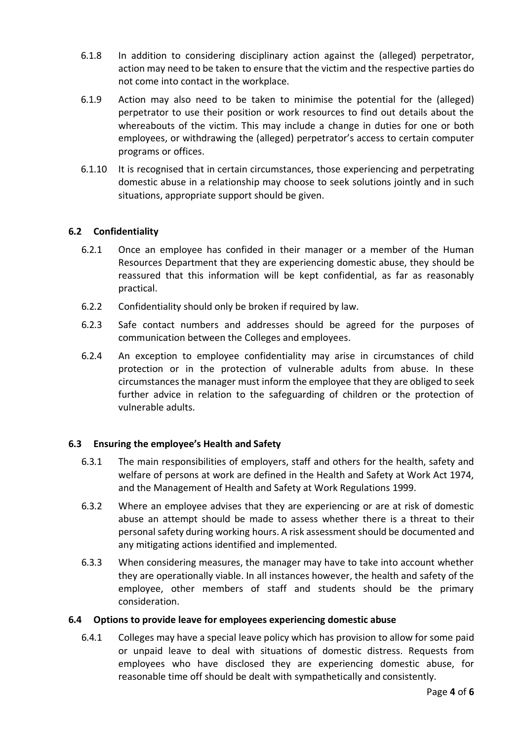6.1.8 In addition to considering disciplinary action against the (alleged) perpetrator, action may need to be taken to ensure that the victim and the respective parties do not come into contact in the workplace.

6.1.9 Action may also need to be taken to minimise the potential for the (alleged) perpetrator to use their position or work resources to find out details about the whereabouts of the victim. This may include a change in duties for one or both employees, or withdrawing the (alleged) perpetrator's access to certain computer programs or offices.

6.1.10 It is recognised that in certain circumstances, those experiencing and perpetrating domestic abuse in a relationship may choose to seek solutions jointly and in such situations, appropriate support should be given.

### 6.2 Confidentiality

6.2.1 Once an employee has confided in their manager or a member of the Human Resources Department that they are experiencing domestic abuse, they should be reassured that this information will be kept confidential, as far as reasonably practical.

6.2.2 Confidentiality should only be broken if required by law.

6.2.3 Safe contact numbers and addresses should be agreed for the purposes of communication between the Colleges and employees.

6.2.4 An exception to employee confidentiality may arise in circumstances of child protection or in the protection of vulnerable adults from abuse. In these circumstances the manager must inform the employee that they are obliged to seek further advice in relation to the safeguarding of children or the protection of vulnerable adults.

### 6.3 Ensuring the employee's Health and Safety

6.3.1 The main responsibilities of employers, staff and others for the health, safety and welfare of persons at work are defined in the Health and Safety at Work Act 1974, and the Management of Health and Safety at Work Regulations 1999.

6.3.2 Where an employee advises that they are experiencing or are at risk of domestic abuse an attempt should be made to assess whether there is a threat to their personal safety during working hours. A risk assessment should be documented and any mitigating actions identified and implemented.

6.3.3 When considering measures, the manager may have to take into account whether they are operationally viable. In all instances however, the health and safety of the employee, other members of staff and students should be the primary consideration.

### 6.4 Options to provide leave for employees experiencing domestic abuse

6.4.1 Colleges may have a special leave policy which has provision to allow for some paid or unpaid leave to deal with situations of domestic distress. Requests from employees who have disclosed they are experiencing domestic abuse, for reasonable time off should be dealt with sympathetically and consistently.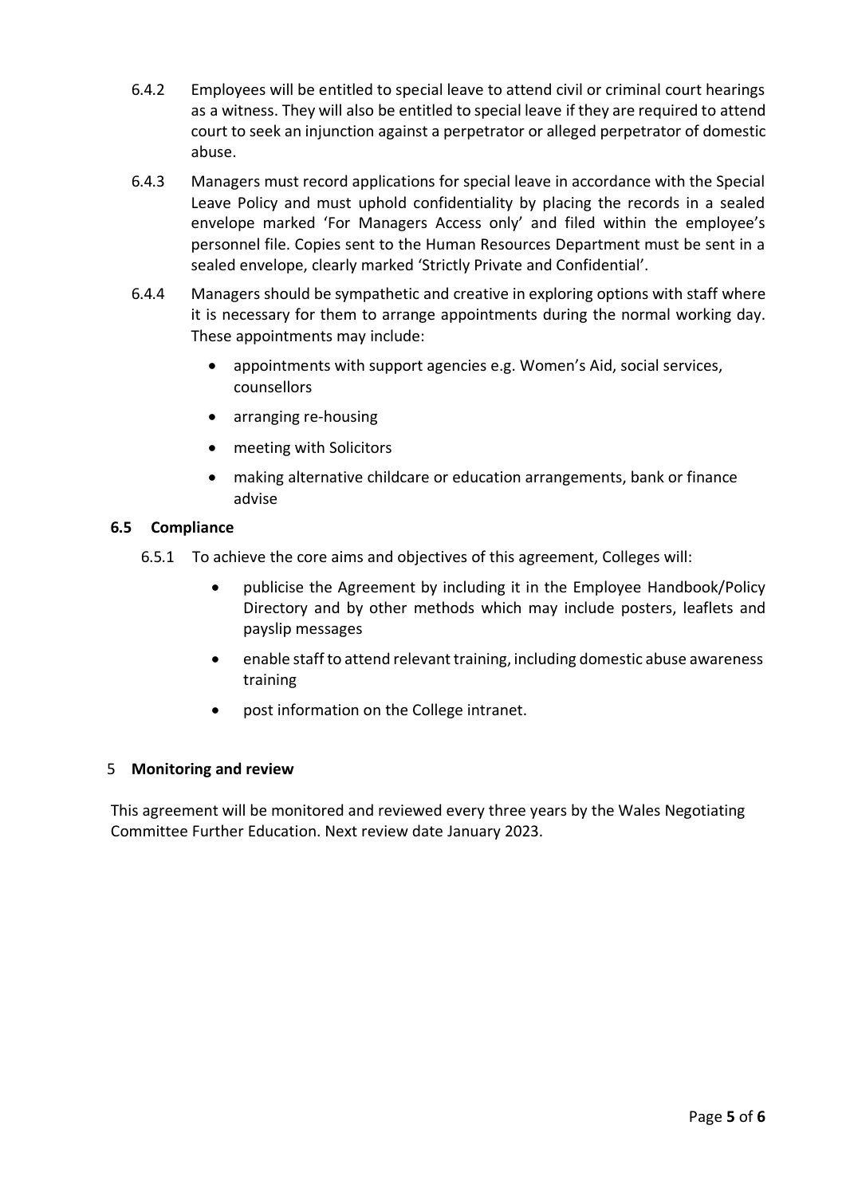6.4.2 Employees will be entitled to special leave to attend civil or criminal court hearings as a witness. They will also be entitled to special leave if they are required to attend court to seek an injunction against a perpetrator or alleged perpetrator of domestic abuse.

6.4.3 Managers must record applications for special leave in accordance with the Special Leave Policy and must uphold confidentiality by placing the records in a sealed envelope marked 'For Managers Access only' and filed within the employee's personnel file. Copies sent to the Human Resources Department must be sent in a sealed envelope, clearly marked 'Strictly Private and Confidential'.

6.4.4 Managers should be sympathetic and creative in exploring options with staff where it is necessary for them to arrange appointments during the normal working day. These appointments may include:

- appointments with support agencies e.g. Women's Aid, social services, counsellors
- arranging re-housing
- meeting with Solicitors
- making alternative childcare or education arrangements, bank or finance advise

### 6.5 Compliance

6.5.1 To achieve the core aims and objectives of this agreement, Colleges will:

- publicise the Agreement by including it in the Employee Handbook/Policy Directory and by other methods which may include posters, leaflets and payslip messages
- enable staff to attend relevant training, including domestic abuse awareness training
- post information on the College intranet.

## 5 Monitoring and review

This agreement will be monitored and reviewed every three years by the Wales Negotiating Committee Further Education. Next review date January 2023.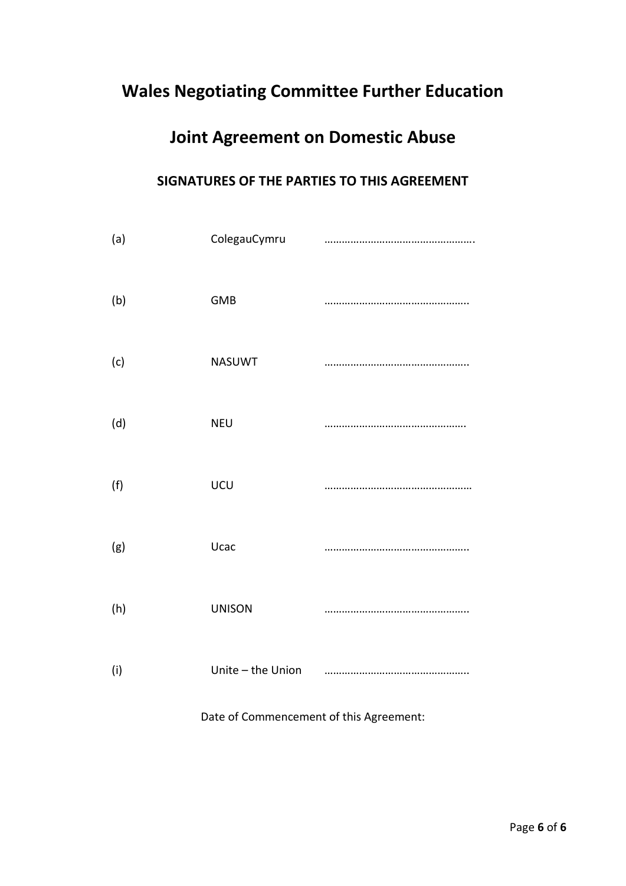# Wales Negotiating Committee Further Education

# Joint Agreement on Domestic Abuse

## SIGNATURES OF THE PARTIES TO THIS AGREEMENT

| | | |
|---|---|---|
| (a) | ColegauCymru | ……………………………………………. |
| (b) | GMB | ………………………………………….. |
| (c) | NASUWT | ………………………………………….. |
| (d) | NEU | …………………………………………. |
| (f) | UCU | …………………………………………… |
| (g) | Ucac | ………………………………………….. |
| (h) | UNISON | ………………………………………….. |
| (i) | Unite – the Union | ………………………………………….. |

Date of Commencement of this Agreement: